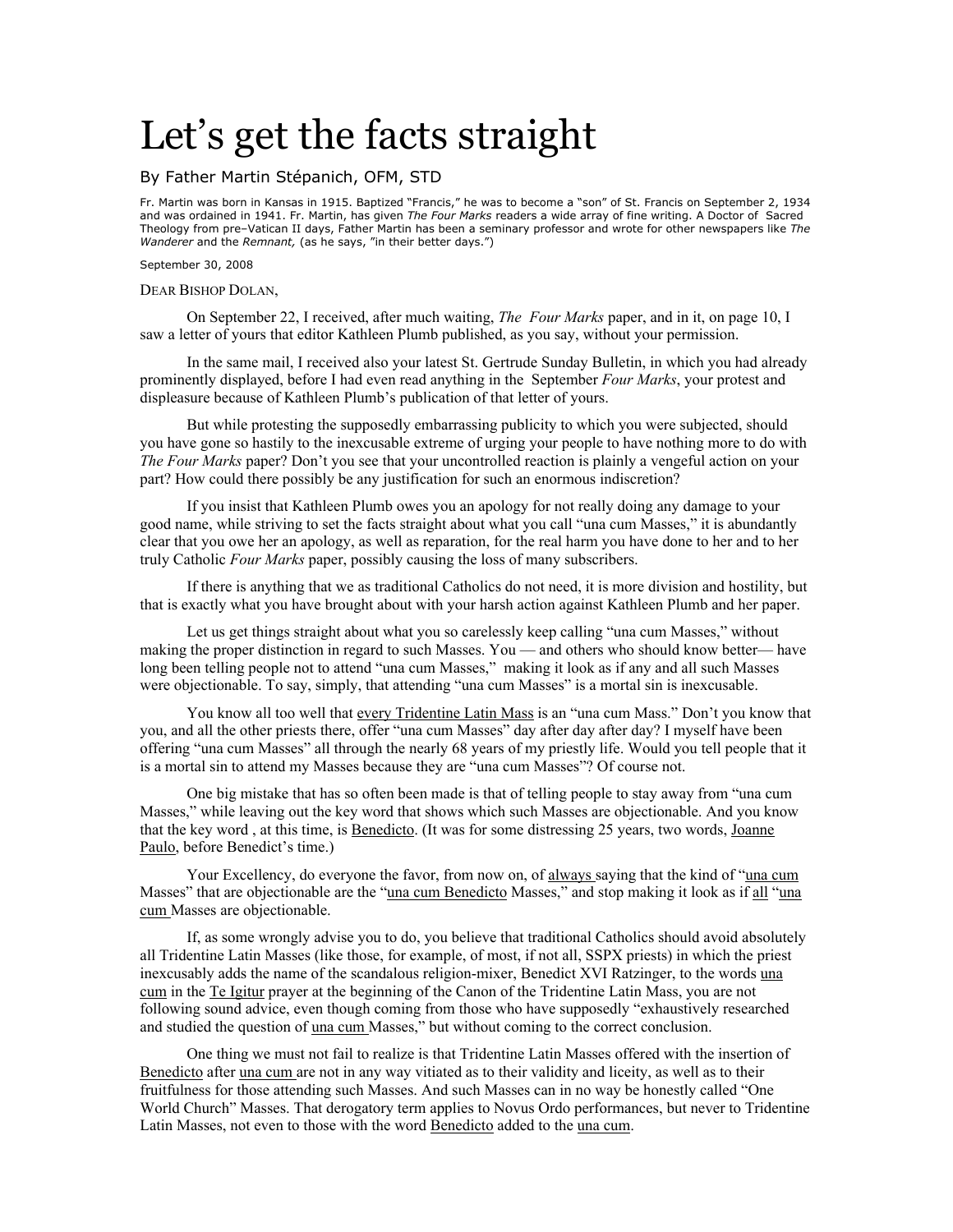# Let's get the facts straight

By Father Martin Stépanich, OFM, STD

Fr. Martin was born in Kansas in 1915. Baptized "Francis," he was to become a "son" of St. Francis on September 2, 1934 and was ordained in 1941. Fr. Martin, has given *The Four Marks* readers a wide array of fine writing. A Doctor of Sacred Theology from pre–Vatican II days, Father Martin has been a seminary professor and wrote for other newspapers like *The Wanderer* and the *Remnant,* (as he says, "in their better days.")

September 30, 2008

DEAR BISHOP DOLAN,

On September 22, I received, after much waiting, *The Four Marks* paper, and in it, on page 10, I saw a letter of yours that editor Kathleen Plumb published, as you say, without your permission.

In the same mail, I received also your latest St. Gertrude Sunday Bulletin, in which you had already prominently displayed, before I had even read anything in the September *Four Marks*, your protest and displeasure because of Kathleen Plumb's publication of that letter of yours.

But while protesting the supposedly embarrassing publicity to which you were subjected, should you have gone so hastily to the inexcusable extreme of urging your people to have nothing more to do with *The Four Marks* paper? Don't you see that your uncontrolled reaction is plainly a vengeful action on your part? How could there possibly be any justification for such an enormous indiscretion?

If you insist that Kathleen Plumb owes you an apology for not really doing any damage to your good name, while striving to set the facts straight about what you call "una cum Masses," it is abundantly clear that you owe her an apology, as well as reparation, for the real harm you have done to her and to her truly Catholic *Four Marks* paper, possibly causing the loss of many subscribers.

If there is anything that we as traditional Catholics do not need, it is more division and hostility, but that is exactly what you have brought about with your harsh action against Kathleen Plumb and her paper.

Let us get things straight about what you so carelessly keep calling "una cum Masses," without making the proper distinction in regard to such Masses. You — and others who should know better— have long been telling people not to attend "una cum Masses," making it look as if any and all such Masses were objectionable. To say, simply, that attending "una cum Masses" is a mortal sin is inexcusable.

You know all too well that every Tridentine Latin Mass is an "una cum Mass." Don't you know that you, and all the other priests there, offer "una cum Masses" day after day after day? I myself have been offering "una cum Masses" all through the nearly 68 years of my priestly life. Would you tell people that it is a mortal sin to attend my Masses because they are "una cum Masses"? Of course not.

One big mistake that has so often been made is that of telling people to stay away from "una cum Masses," while leaving out the key word that shows which such Masses are objectionable. And you know that the key word , at this time, is Benedicto. (It was for some distressing 25 years, two words, Joanne Paulo, before Benedict's time.)

Your Excellency, do everyone the favor, from now on, of always saying that the kind of "una cum Masses" that are objectionable are the "una cum Benedicto Masses," and stop making it look as if all "una cum Masses are objectionable.

If, as some wrongly advise you to do, you believe that traditional Catholics should avoid absolutely all Tridentine Latin Masses (like those, for example, of most, if not all, SSPX priests) in which the priest inexcusably adds the name of the scandalous religion-mixer, Benedict XVI Ratzinger, to the words una cum in the Te Igitur prayer at the beginning of the Canon of the Tridentine Latin Mass, you are not following sound advice, even though coming from those who have supposedly "exhaustively researched and studied the question of una cum Masses," but without coming to the correct conclusion.

One thing we must not fail to realize is that Tridentine Latin Masses offered with the insertion of Benedicto after una cum are not in any way vitiated as to their validity and liceity, as well as to their fruitfulness for those attending such Masses. And such Masses can in no way be honestly called "One World Church" Masses. That derogatory term applies to Novus Ordo performances, but never to Tridentine Latin Masses, not even to those with the word Benedicto added to the una cum.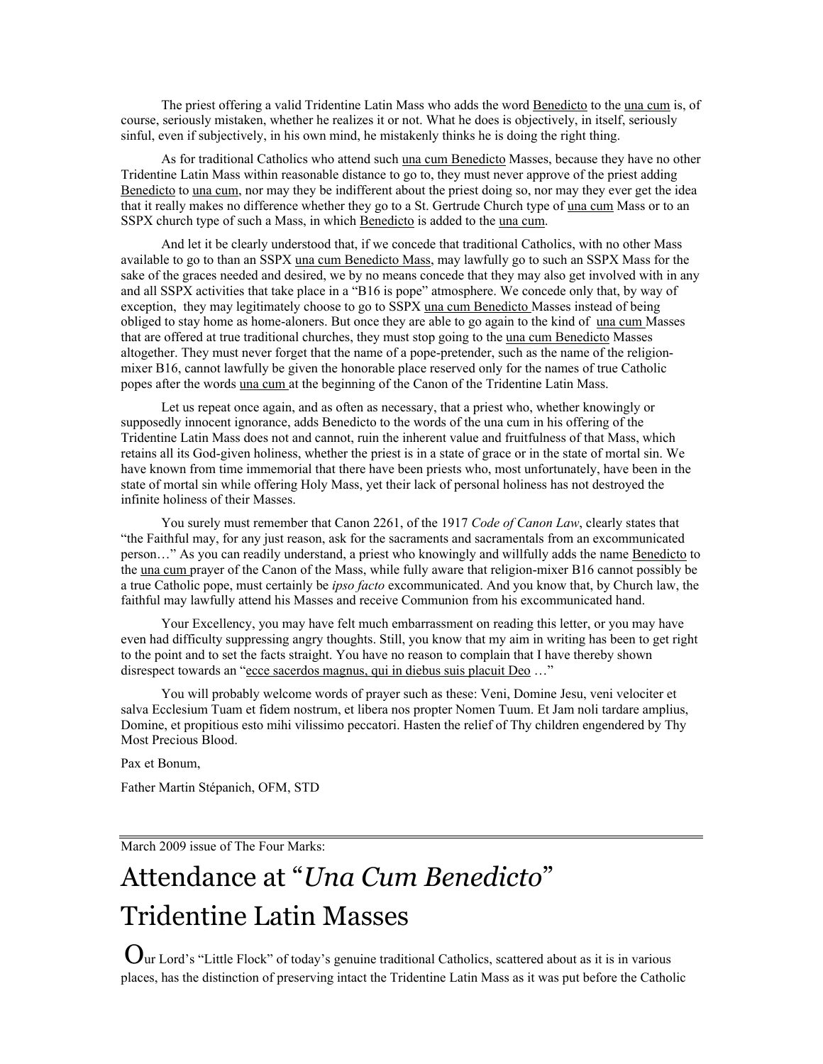The priest offering a valid Tridentine Latin Mass who adds the word Benedicto to the una cum is, of course, seriously mistaken, whether he realizes it or not. What he does is objectively, in itself, seriously sinful, even if subjectively, in his own mind, he mistakenly thinks he is doing the right thing.

As for traditional Catholics who attend such una cum Benedicto Masses, because they have no other Tridentine Latin Mass within reasonable distance to go to, they must never approve of the priest adding Benedicto to una cum, nor may they be indifferent about the priest doing so, nor may they ever get the idea that it really makes no difference whether they go to a St. Gertrude Church type of una cum Mass or to an SSPX church type of such a Mass, in which Benedicto is added to the una cum.

And let it be clearly understood that, if we concede that traditional Catholics, with no other Mass available to go to than an SSPX una cum Benedicto Mass, may lawfully go to such an SSPX Mass for the sake of the graces needed and desired, we by no means concede that they may also get involved with in any and all SSPX activities that take place in a "B16 is pope" atmosphere. We concede only that, by way of exception, they may legitimately choose to go to SSPX una cum Benedicto Masses instead of being obliged to stay home as home-aloners. But once they are able to go again to the kind of una cum Masses that are offered at true traditional churches, they must stop going to the una cum Benedicto Masses altogether. They must never forget that the name of a pope-pretender, such as the name of the religion-mixer B16, cannot lawfully be given the honorable place reserved only for the names of true Catholic popes after the words una cum at the beginning of the Canon of the Tridentine Latin Mass.

Let us repeat once again, and as often as necessary, that a priest who, whether knowingly or supposedly innocent ignorance, adds Benedicto to the words of the una cum in his offering of the Tridentine Latin Mass does not and cannot, ruin the inherent value and fruitfulness of that Mass, which retains all its God-given holiness, whether the priest is in a state of grace or in the state of mortal sin. We have known from time immemorial that there have been priests who, most unfortunately, have been in the state of mortal sin while offering Holy Mass, yet their lack of personal holiness has not destroyed the infinite holiness of their Masses.

You surely must remember that Canon 2261, of the 1917 *Code of Canon Law*, clearly states that "the Faithful may, for any just reason, ask for the sacraments and sacramentals from an excommunicated person…" As you can readily understand, a priest who knowingly and willfully adds the name Benedicto to the una cum prayer of the Canon of the Mass, while fully aware that religion-mixer B16 cannot possibly be a true Catholic pope, must certainly be *ipso facto* excommunicated. And you know that, by Church law, the faithful may lawfully attend his Masses and receive Communion from his excommunicated hand.

Your Excellency, you may have felt much embarrassment on reading this letter, or you may have even had difficulty suppressing angry thoughts. Still, you know that my aim in writing has been to get right to the point and to set the facts straight. You have no reason to complain that I have thereby shown disrespect towards an "ecce sacerdos magnus, qui in diebus suis placuit Deo …"

You will probably welcome words of prayer such as these: Veni, Domine Jesu, veni velociter et salva Ecclesium Tuam et fidem nostrum, et libera nos propter Nomen Tuum. Et Jam noli tardare amplius, Domine, et propitious esto mihi vilissimo peccatori. Hasten the relief of Thy children engendered by Thy Most Precious Blood.

Pax et Bonum,

Father Martin Stépanich, OFM, STD

---

March 2009 issue of The Four Marks:

# Attendance at "*Una Cum Benedicto*" Tridentine Latin Masses

Our Lord's "Little Flock" of today's genuine traditional Catholics, scattered about as it is in various places, has the distinction of preserving intact the Tridentine Latin Mass as it was put before the Catholic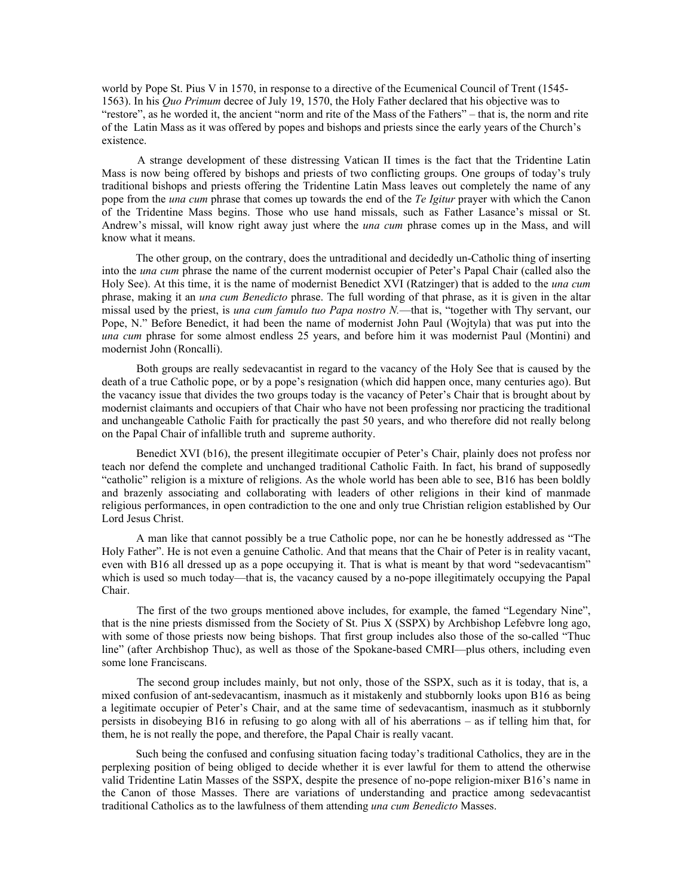world by Pope St. Pius V in 1570, in response to a directive of the Ecumenical Council of Trent (1545-1563). In his *Quo Primum* decree of July 19, 1570, the Holy Father declared that his objective was to "restore", as he worded it, the ancient "norm and rite of the Mass of the Fathers" – that is, the norm and rite of the Latin Mass as it was offered by popes and bishops and priests since the early years of the Church's existence.

A strange development of these distressing Vatican II times is the fact that the Tridentine Latin Mass is now being offered by bishops and priests of two conflicting groups. One groups of today's truly traditional bishops and priests offering the Tridentine Latin Mass leaves out completely the name of any pope from the *una cum* phrase that comes up towards the end of the *Te Igitur* prayer with which the Canon of the Tridentine Mass begins. Those who use hand missals, such as Father Lasance's missal or St. Andrew's missal, will know right away just where the *una cum* phrase comes up in the Mass, and will know what it means.

The other group, on the contrary, does the untraditional and decidedly un-Catholic thing of inserting into the *una cum* phrase the name of the current modernist occupier of Peter's Papal Chair (called also the Holy See). At this time, it is the name of modernist Benedict XVI (Ratzinger) that is added to the *una cum* phrase, making it an *una cum Benedicto* phrase. The full wording of that phrase, as it is given in the altar missal used by the priest, is *una cum famulo tuo Papa nostro N.*—that is, "together with Thy servant, our Pope, N." Before Benedict, it had been the name of modernist John Paul (Wojtyla) that was put into the *una cum* phrase for some almost endless 25 years, and before him it was modernist Paul (Montini) and modernist John (Roncalli).

Both groups are really sedevacantist in regard to the vacancy of the Holy See that is caused by the death of a true Catholic pope, or by a pope's resignation (which did happen once, many centuries ago). But the vacancy issue that divides the two groups today is the vacancy of Peter's Chair that is brought about by modernist claimants and occupiers of that Chair who have not been professing nor practicing the traditional and unchangeable Catholic Faith for practically the past 50 years, and who therefore did not really belong on the Papal Chair of infallible truth and supreme authority.

Benedict XVI (b16), the present illegitimate occupier of Peter's Chair, plainly does not profess nor teach nor defend the complete and unchanged traditional Catholic Faith. In fact, his brand of supposedly "catholic" religion is a mixture of religions. As the whole world has been able to see, B16 has been boldly and brazenly associating and collaborating with leaders of other religions in their kind of manmade religious performances, in open contradiction to the one and only true Christian religion established by Our Lord Jesus Christ.

A man like that cannot possibly be a true Catholic pope, nor can he be honestly addressed as "The Holy Father". He is not even a genuine Catholic. And that means that the Chair of Peter is in reality vacant, even with B16 all dressed up as a pope occupying it. That is what is meant by that word "sedevacantism" which is used so much today—that is, the vacancy caused by a no-pope illegitimately occupying the Papal Chair.

The first of the two groups mentioned above includes, for example, the famed "Legendary Nine", that is the nine priests dismissed from the Society of St. Pius X (SSPX) by Archbishop Lefebvre long ago, with some of those priests now being bishops. That first group includes also those of the so-called "Thuc line" (after Archbishop Thuc), as well as those of the Spokane-based CMRI—plus others, including even some lone Franciscans.

The second group includes mainly, but not only, those of the SSPX, such as it is today, that is, a mixed confusion of ant-sedevacantism, inasmuch as it mistakenly and stubbornly looks upon B16 as being a legitimate occupier of Peter's Chair, and at the same time of sedevacantism, inasmuch as it stubbornly persists in disobeying B16 in refusing to go along with all of his aberrations – as if telling him that, for them, he is not really the pope, and therefore, the Papal Chair is really vacant.

Such being the confused and confusing situation facing today's traditional Catholics, they are in the perplexing position of being obliged to decide whether it is ever lawful for them to attend the otherwise valid Tridentine Latin Masses of the SSPX, despite the presence of no-pope religion-mixer B16's name in the Canon of those Masses. There are variations of understanding and practice among sedevacantist traditional Catholics as to the lawfulness of them attending *una cum Benedicto* Masses.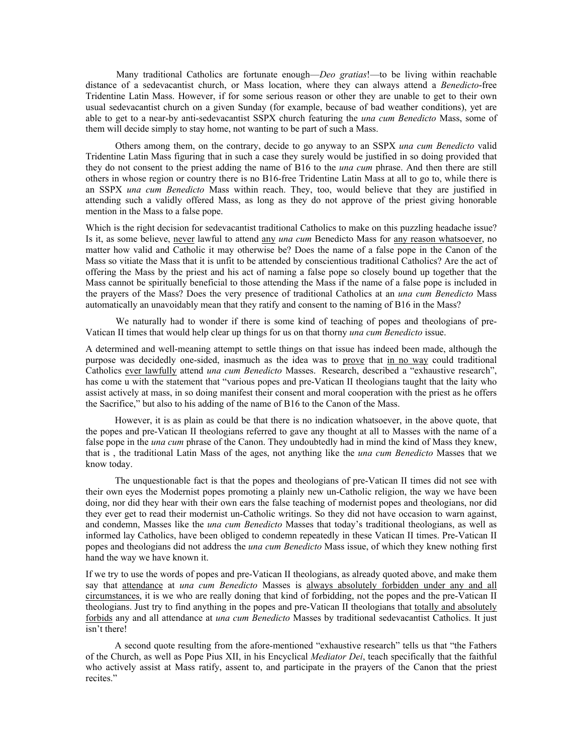Many traditional Catholics are fortunate enough—*Deo gratias*!—to be living within reachable distance of a sedevacantist church, or Mass location, where they can always attend a *Benedicto*-free Tridentine Latin Mass. However, if for some serious reason or other they are unable to get to their own usual sedevacantist church on a given Sunday (for example, because of bad weather conditions), yet are able to get to a near-by anti-sedevacantist SSPX church featuring the *una cum Benedicto* Mass, some of them will decide simply to stay home, not wanting to be part of such a Mass.

Others among them, on the contrary, decide to go anyway to an SSPX *una cum Benedicto* valid Tridentine Latin Mass figuring that in such a case they surely would be justified in so doing provided that they do not consent to the priest adding the name of B16 to the *una cum* phrase. And then there are still others in whose region or country there is no B16-free Tridentine Latin Mass at all to go to, while there is an SSPX *una cum Benedicto* Mass within reach. They, too, would believe that they are justified in attending such a validly offered Mass, as long as they do not approve of the priest giving honorable mention in the Mass to a false pope.

Which is the right decision for sedevacantist traditional Catholics to make on this puzzling headache issue? Is it, as some believe, <u>never</u> lawful to attend <u>any</u> *una cum* Benedicto Mass for <u>any reason whatsoever</u>, no matter how valid and Catholic it may otherwise be? Does the name of a false pope in the Canon of the Mass so vitiate the Mass that it is unfit to be attended by conscientious traditional Catholics? Are the act of offering the Mass by the priest and his act of naming a false pope so closely bound up together that the Mass cannot be spiritually beneficial to those attending the Mass if the name of a false pope is included in the prayers of the Mass? Does the very presence of traditional Catholics at an *una cum Benedicto* Mass automatically an unavoidably mean that they ratify and consent to the naming of B16 in the Mass?

We naturally had to wonder if there is some kind of teaching of popes and theologians of pre-Vatican II times that would help clear up things for us on that thorny *una cum Benedicto* issue.

A determined and well-meaning attempt to settle things on that issue has indeed been made, although the purpose was decidedly one-sided, inasmuch as the idea was to <u>prove</u> that <u>in no way</u> could traditional Catholics <u>ever lawfully</u> attend *una cum Benedicto* Masses. Research, described a "exhaustive research", has come u with the statement that "various popes and pre-Vatican II theologians taught that the laity who assist actively at mass, in so doing manifest their consent and moral cooperation with the priest as he offers the Sacrifice," but also to his adding of the name of B16 to the Canon of the Mass.

However, it is as plain as could be that there is no indication whatsoever, in the above quote, that the popes and pre-Vatican II theologians referred to gave any thought at all to Masses with the name of a false pope in the *una cum* phrase of the Canon. They undoubtedly had in mind the kind of Mass they knew, that is , the traditional Latin Mass of the ages, not anything like the *una cum Benedicto* Masses that we know today.

The unquestionable fact is that the popes and theologians of pre-Vatican II times did not see with their own eyes the Modernist popes promoting a plainly new un-Catholic religion, the way we have been doing, nor did they hear with their own ears the false teaching of modernist popes and theologians, nor did they ever get to read their modernist un-Catholic writings. So they did not have occasion to warn against, and condemn, Masses like the *una cum Benedicto* Masses that today's traditional theologians, as well as informed lay Catholics, have been obliged to condemn repeatedly in these Vatican II times. Pre-Vatican II popes and theologians did not address the *una cum Benedicto* Mass issue, of which they knew nothing first hand the way we have known it.

If we try to use the words of popes and pre-Vatican II theologians, as already quoted above, and make them say that <u>attendance</u> at *una cum Benedicto* Masses is <u>always absolutely forbidden under any and all circumstances</u>, it is we who are really doning that kind of forbidding, not the popes and the pre-Vatican II theologians. Just try to find anything in the popes and pre-Vatican II theologians that <u>totally and absolutely forbids</u> any and all attendance at *una cum Benedicto* Masses by traditional sedevacantist Catholics. It just isn't there!

A second quote resulting from the afore-mentioned "exhaustive research" tells us that "the Fathers of the Church, as well as Pope Pius XII, in his Encyclical *Mediator Dei*, teach specifically that the faithful who actively assist at Mass ratify, assent to, and participate in the prayers of the Canon that the priest recites."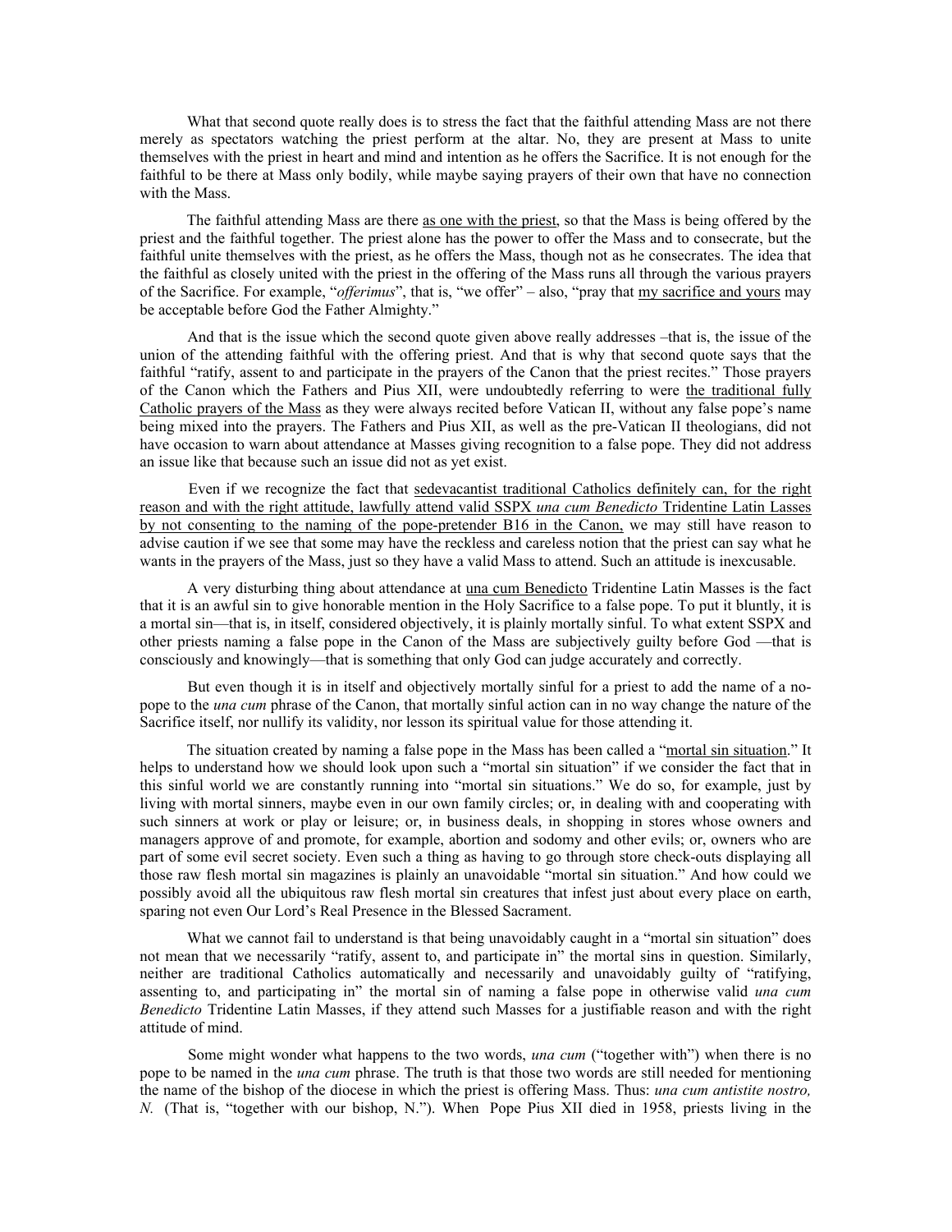What that second quote really does is to stress the fact that the faithful attending Mass are not there merely as spectators watching the priest perform at the altar. No, they are present at Mass to unite themselves with the priest in heart and mind and intention as he offers the Sacrifice. It is not enough for the faithful to be there at Mass only bodily, while maybe saying prayers of their own that have no connection with the Mass.

The faithful attending Mass are there <u>as one with the priest</u>, so that the Mass is being offered by the priest and the faithful together. The priest alone has the power to offer the Mass and to consecrate, but the faithful unite themselves with the priest, as he offers the Mass, though not as he consecrates. The idea that the faithful as closely united with the priest in the offering of the Mass runs all through the various prayers of the Sacrifice. For example, "*offerimus*", that is, "we offer" – also, "pray that <u>my sacrifice and yours</u> may be acceptable before God the Father Almighty."

And that is the issue which the second quote given above really addresses –that is, the issue of the union of the attending faithful with the offering priest. And that is why that second quote says that the faithful "ratify, assent to and participate in the prayers of the Canon that the priest recites." Those prayers of the Canon which the Fathers and Pius XII, were undoubtedly referring to were <u>the traditional fully Catholic prayers of the Mass</u> as they were always recited before Vatican II, without any false pope's name being mixed into the prayers. The Fathers and Pius XII, as well as the pre-Vatican II theologians, did not have occasion to warn about attendance at Masses giving recognition to a false pope. They did not address an issue like that because such an issue did not as yet exist.

Even if we recognize the fact that <u>sedevacantist traditional Catholics definitely can, for the right reason and with the right attitude, lawfully attend valid SSPX *una cum Benedicto* Tridentine Latin Lasses by not consenting to the naming of the pope-pretender B16 in the Canon,</u> we may still have reason to advise caution if we see that some may have the reckless and careless notion that the priest can say what he wants in the prayers of the Mass, just so they have a valid Mass to attend. Such an attitude is inexcusable.

A very disturbing thing about attendance at <u>una cum Benedicto</u> Tridentine Latin Masses is the fact that it is an awful sin to give honorable mention in the Holy Sacrifice to a false pope. To put it bluntly, it is a mortal sin—that is, in itself, considered objectively, it is plainly mortally sinful. To what extent SSPX and other priests naming a false pope in the Canon of the Mass are subjectively guilty before God —that is consciously and knowingly—that is something that only God can judge accurately and correctly.

But even though it is in itself and objectively mortally sinful for a priest to add the name of a no-pope to the *una cum* phrase of the Canon, that mortally sinful action can in no way change the nature of the Sacrifice itself, nor nullify its validity, nor lesson its spiritual value for those attending it.

The situation created by naming a false pope in the Mass has been called a "<u>mortal sin situation</u>." It helps to understand how we should look upon such a "mortal sin situation" if we consider the fact that in this sinful world we are constantly running into "mortal sin situations." We do so, for example, just by living with mortal sinners, maybe even in our own family circles; or, in dealing with and cooperating with such sinners at work or play or leisure; or, in business deals, in shopping in stores whose owners and managers approve of and promote, for example, abortion and sodomy and other evils; or, owners who are part of some evil secret society. Even such a thing as having to go through store check-outs displaying all those raw flesh mortal sin magazines is plainly an unavoidable "mortal sin situation." And how could we possibly avoid all the ubiquitous raw flesh mortal sin creatures that infest just about every place on earth, sparing not even Our Lord's Real Presence in the Blessed Sacrament.

What we cannot fail to understand is that being unavoidably caught in a "mortal sin situation" does not mean that we necessarily "ratify, assent to, and participate in" the mortal sins in question. Similarly, neither are traditional Catholics automatically and necessarily and unavoidably guilty of "ratifying, assenting to, and participating in" the mortal sin of naming a false pope in otherwise valid *una cum Benedicto* Tridentine Latin Masses, if they attend such Masses for a justifiable reason and with the right attitude of mind.

Some might wonder what happens to the two words, *una cum* ("together with") when there is no pope to be named in the *una cum* phrase. The truth is that those two words are still needed for mentioning the name of the bishop of the diocese in which the priest is offering Mass. Thus: *una cum antistite nostro, N.* (That is, "together with our bishop, N."). When Pope Pius XII died in 1958, priests living in the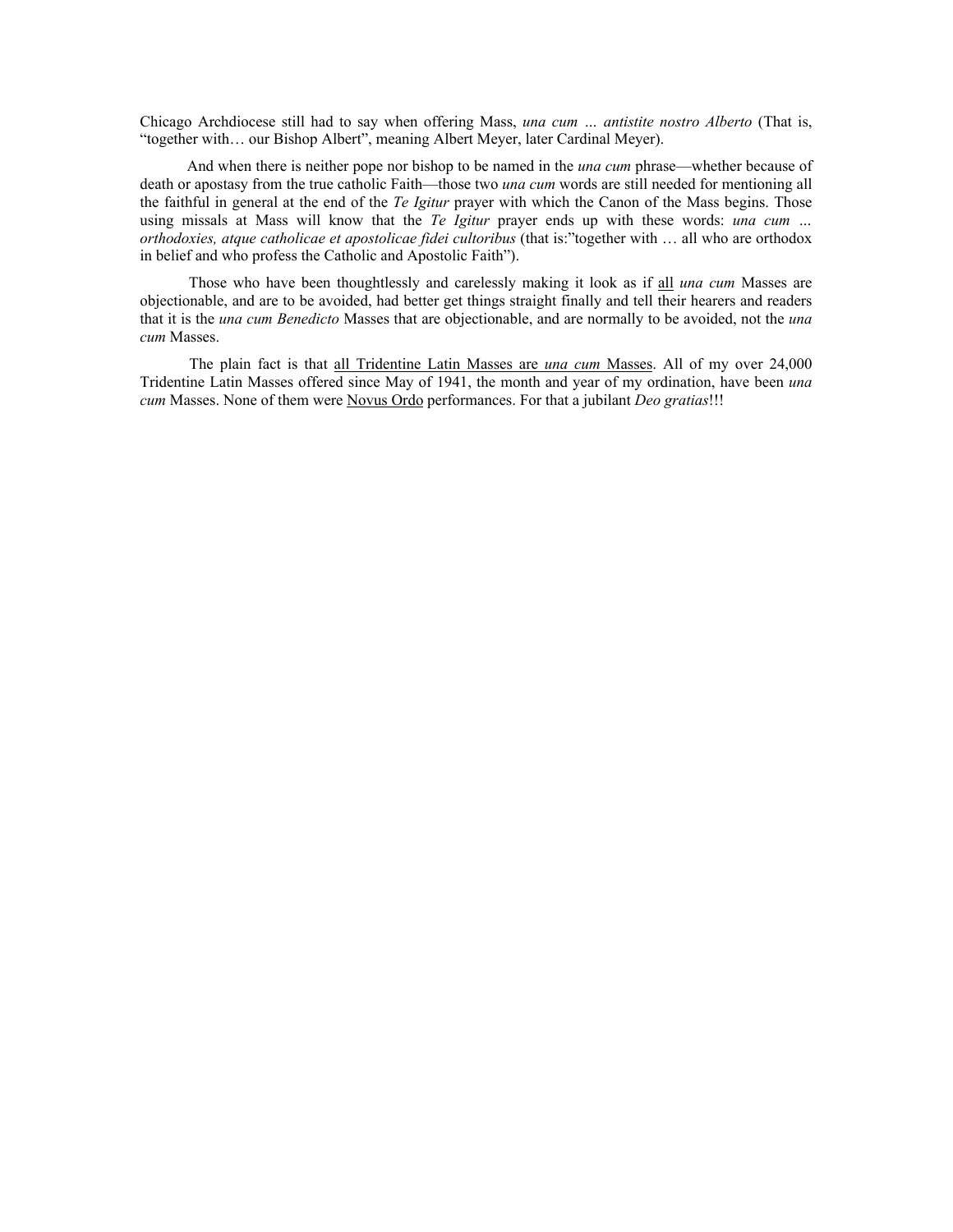Chicago Archdiocese still had to say when offering Mass, *una cum … antistite nostro Alberto* (That is, "together with… our Bishop Albert", meaning Albert Meyer, later Cardinal Meyer).

And when there is neither pope nor bishop to be named in the *una cum* phrase—whether because of death or apostasy from the true catholic Faith—those two *una cum* words are still needed for mentioning all the faithful in general at the end of the *Te Igitur* prayer with which the Canon of the Mass begins. Those using missals at Mass will know that the *Te Igitur* prayer ends up with these words: *una cum … orthodoxies, atque catholicae et apostolicae fidei cultoribus* (that is:"together with … all who are orthodox in belief and who profess the Catholic and Apostolic Faith").

Those who have been thoughtlessly and carelessly making it look as if <u>all</u> *una cum* Masses are objectionable, and are to be avoided, had better get things straight finally and tell their hearers and readers that it is the *una cum Benedicto* Masses that are objectionable, and are normally to be avoided, not the *una cum* Masses.

The plain fact is that <u>all Tridentine Latin Masses are *una cum* Masses</u>. All of my over 24,000 Tridentine Latin Masses offered since May of 1941, the month and year of my ordination, have been *una cum* Masses. None of them were <u>Novus Ordo</u> performances. For that a jubilant *Deo gratias*!!!